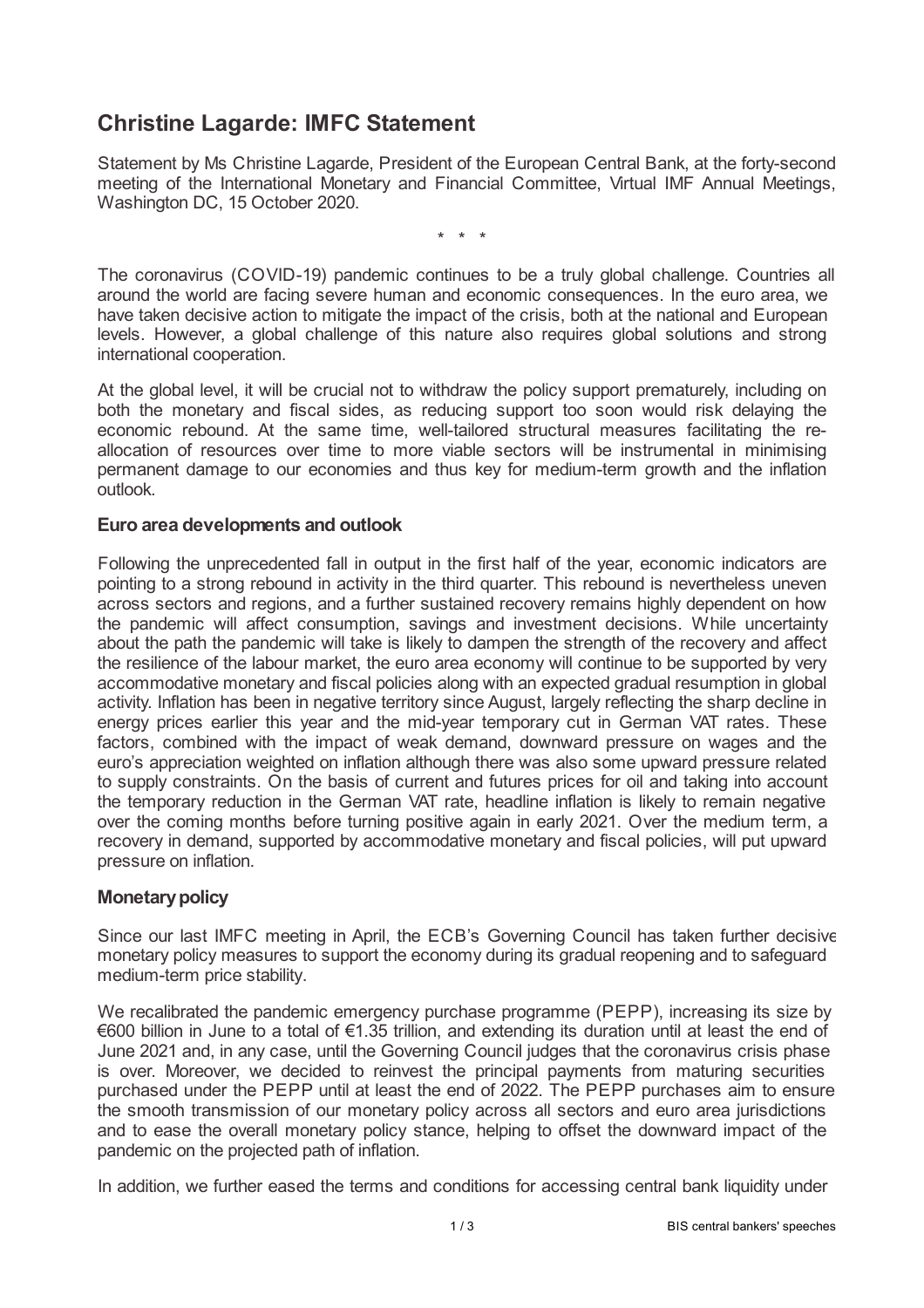# Christine Lagarde: IMFC Statement

Statement by Ms Christine Lagarde, President of the European Central Bank, at the forty-second meeting of the International Monetary and Financial Committee, Virtual IMF Annual Meetings, Washington DC, 15 October 2020.

\* \* \*

The coronavirus (COVID-19) pandemic continues to be a truly global challenge. Countries all around the world are facing severe human and economic consequences. In the euro area, we have taken decisive action to mitigate the impact of the crisis, both at the national and European levels. However, a global challenge of this nature also requires global solutions and strong international cooperation.

At the global level, it will be crucial not to withdraw the policy support prematurely, including on both the monetary and fiscal sides, as reducing support too soon would risk delaying the economic rebound. At the same time, well-tailored structural measures facilitating the re-allocation of resources over time to more viable sectors will be instrumental in minimising permanent damage to our economies and thus key for medium-term growth and the inflation outlook.

### Euro area developments and outlook

Following the unprecedented fall in output in the first half of the year, economic indicators are pointing to a strong rebound in activity in the third quarter. This rebound is nevertheless uneven across sectors and regions, and a further sustained recovery remains highly dependent on how the pandemic will affect consumption, savings and investment decisions. While uncertainty about the path the pandemic will take is likely to dampen the strength of the recovery and affect the resilience of the labour market, the euro area economy will continue to be supported by very accommodative monetary and fiscal policies along with an expected gradual resumption in global activity. Inflation has been in negative territory since August, largely reflecting the sharp decline in energy prices earlier this year and the mid-year temporary cut in German VAT rates. These factors, combined with the impact of weak demand, downward pressure on wages and the euro's appreciation weighted on inflation although there was also some upward pressure related to supply constraints. On the basis of current and futures prices for oil and taking into account the temporary reduction in the German VAT rate, headline inflation is likely to remain negative over the coming months before turning positive again in early 2021. Over the medium term, a recovery in demand, supported by accommodative monetary and fiscal policies, will put upward pressure on inflation.

### Monetary policy

Since our last IMFC meeting in April, the ECB's Governing Council has taken further decisive monetary policy measures to support the economy during its gradual reopening and to safeguard medium-term price stability.

We recalibrated the pandemic emergency purchase programme (PEPP), increasing its size by €600 billion in June to a total of €1.35 trillion, and extending its duration until at least the end of June 2021 and, in any case, until the Governing Council judges that the coronavirus crisis phase is over. Moreover, we decided to reinvest the principal payments from maturing securities purchased under the PEPP until at least the end of 2022. The PEPP purchases aim to ensure the smooth transmission of our monetary policy across all sectors and euro area jurisdictions and to ease the overall monetary policy stance, helping to offset the downward impact of the pandemic on the projected path of inflation.

In addition, we further eased the terms and conditions for accessing central bank liquidity under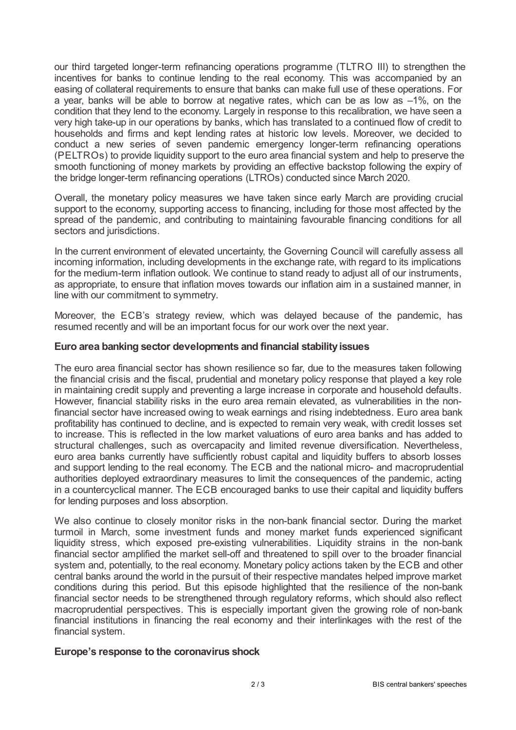our third targeted longer-term refinancing operations programme (TLTRO III) to strengthen the incentives for banks to continue lending to the real economy. This was accompanied by an easing of collateral requirements to ensure that banks can make full use of these operations. For a year, banks will be able to borrow at negative rates, which can be as low as –1%, on the condition that they lend to the economy. Largely in response to this recalibration, we have seen a very high take-up in our operations by banks, which has translated to a continued flow of credit to households and firms and kept lending rates at historic low levels. Moreover, we decided to conduct a new series of seven pandemic emergency longer-term refinancing operations (PELTROs) to provide liquidity support to the euro area financial system and help to preserve the smooth functioning of money markets by providing an effective backstop following the expiry of the bridge longer-term refinancing operations (LTROs) conducted since March 2020.

Overall, the monetary policy measures we have taken since early March are providing crucial support to the economy, supporting access to financing, including for those most affected by the spread of the pandemic, and contributing to maintaining favourable financing conditions for all sectors and jurisdictions.

In the current environment of elevated uncertainty, the Governing Council will carefully assess all incoming information, including developments in the exchange rate, with regard to its implications for the medium-term inflation outlook. We continue to stand ready to adjust all of our instruments, as appropriate, to ensure that inflation moves towards our inflation aim in a sustained manner, in line with our commitment to symmetry.

Moreover, the ECB's strategy review, which was delayed because of the pandemic, has resumed recently and will be an important focus for our work over the next year.

**Euro area banking sector developments and financial stability issues**

The euro area financial sector has shown resilience so far, due to the measures taken following the financial crisis and the fiscal, prudential and monetary policy response that played a key role in maintaining credit supply and preventing a large increase in corporate and household defaults. However, financial stability risks in the euro area remain elevated, as vulnerabilities in the non-financial sector have increased owing to weak earnings and rising indebtedness. Euro area bank profitability has continued to decline, and is expected to remain very weak, with credit losses set to increase. This is reflected in the low market valuations of euro area banks and has added to structural challenges, such as overcapacity and limited revenue diversification. Nevertheless, euro area banks currently have sufficiently robust capital and liquidity buffers to absorb losses and support lending to the real economy. The ECB and the national micro- and macroprudential authorities deployed extraordinary measures to limit the consequences of the pandemic, acting in a countercyclical manner. The ECB encouraged banks to use their capital and liquidity buffers for lending purposes and loss absorption.

We also continue to closely monitor risks in the non-bank financial sector. During the market turmoil in March, some investment funds and money market funds experienced significant liquidity stress, which exposed pre-existing vulnerabilities. Liquidity strains in the non-bank financial sector amplified the market sell-off and threatened to spill over to the broader financial system and, potentially, to the real economy. Monetary policy actions taken by the ECB and other central banks around the world in the pursuit of their respective mandates helped improve market conditions during this period. But this episode highlighted that the resilience of the non-bank financial sector needs to be strengthened through regulatory reforms, which should also reflect macroprudential perspectives. This is especially important given the growing role of non-bank financial institutions in financing the real economy and their interlinkages with the rest of the financial system.

**Europe's response to the coronavirus shock**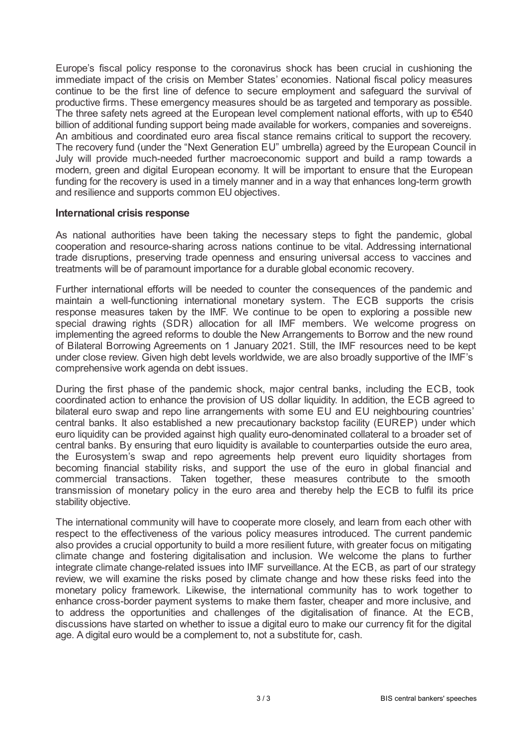Europe's fiscal policy response to the coronavirus shock has been crucial in cushioning the immediate impact of the crisis on Member States' economies. National fiscal policy measures continue to be the first line of defence to secure employment and safeguard the survival of productive firms. These emergency measures should be as targeted and temporary as possible. The three safety nets agreed at the European level complement national efforts, with up to €540 billion of additional funding support being made available for workers, companies and sovereigns. An ambitious and coordinated euro area fiscal stance remains critical to support the recovery. The recovery fund (under the "Next Generation EU" umbrella) agreed by the European Council in July will provide much-needed further macroeconomic support and build a ramp towards a modern, green and digital European economy. It will be important to ensure that the European funding for the recovery is used in a timely manner and in a way that enhances long-term growth and resilience and supports common EU objectives.

### International crisis response

As national authorities have been taking the necessary steps to fight the pandemic, global cooperation and resource-sharing across nations continue to be vital. Addressing international trade disruptions, preserving trade openness and ensuring universal access to vaccines and treatments will be of paramount importance for a durable global economic recovery.

Further international efforts will be needed to counter the consequences of the pandemic and maintain a well-functioning international monetary system. The ECB supports the crisis response measures taken by the IMF. We continue to be open to exploring a possible new special drawing rights (SDR) allocation for all IMF members. We welcome progress on implementing the agreed reforms to double the New Arrangements to Borrow and the new round of Bilateral Borrowing Agreements on 1 January 2021. Still, the IMF resources need to be kept under close review. Given high debt levels worldwide, we are also broadly supportive of the IMF's comprehensive work agenda on debt issues.

During the first phase of the pandemic shock, major central banks, including the ECB, took coordinated action to enhance the provision of US dollar liquidity. In addition, the ECB agreed to bilateral euro swap and repo line arrangements with some EU and EU neighbouring countries' central banks. It also established a new precautionary backstop facility (EUREP) under which euro liquidity can be provided against high quality euro-denominated collateral to a broader set of central banks. By ensuring that euro liquidity is available to counterparties outside the euro area, the Eurosystem's swap and repo agreements help prevent euro liquidity shortages from becoming financial stability risks, and support the use of the euro in global financial and commercial transactions. Taken together, these measures contribute to the smooth transmission of monetary policy in the euro area and thereby help the ECB to fulfil its price stability objective.

The international community will have to cooperate more closely, and learn from each other with respect to the effectiveness of the various policy measures introduced. The current pandemic also provides a crucial opportunity to build a more resilient future, with greater focus on mitigating climate change and fostering digitalisation and inclusion. We welcome the plans to further integrate climate change-related issues into IMF surveillance. At the ECB, as part of our strategy review, we will examine the risks posed by climate change and how these risks feed into the monetary policy framework. Likewise, the international community has to work together to enhance cross-border payment systems to make them faster, cheaper and more inclusive, and to address the opportunities and challenges of the digitalisation of finance. At the ECB, discussions have started on whether to issue a digital euro to make our currency fit for the digital age. A digital euro would be a complement to, not a substitute for, cash.